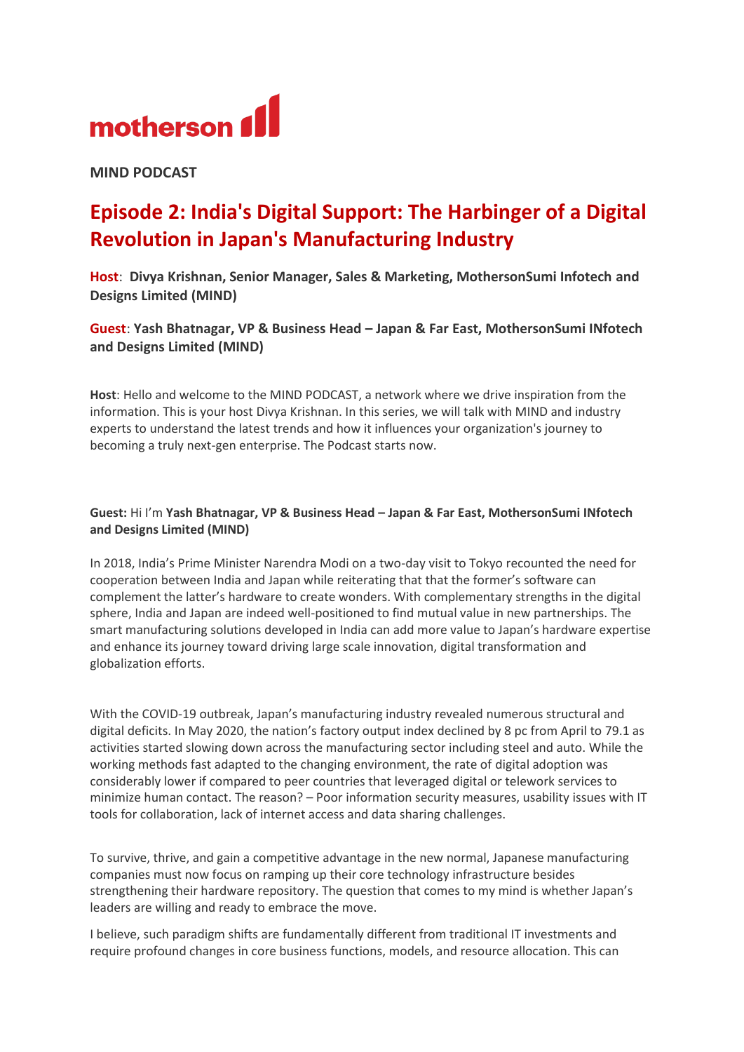motherson

**MIND PODCAST**

# Episode 2: India's Digital Support: The Harbinger of a Digital Revolution in Japan's Manufacturing Industry

**Host**: **Divya Krishnan, Senior Manager, Sales & Marketing, MothersonSumi Infotech and Designs Limited (MIND)**

**Guest**: **Yash Bhatnagar, VP & Business Head – Japan & Far East, MothersonSumi INfotech and Designs Limited (MIND)**

**Host**: Hello and welcome to the MIND PODCAST, a network where we drive inspiration from the information. This is your host Divya Krishnan. In this series, we will talk with MIND and industry experts to understand the latest trends and how it influences your organization's journey to becoming a truly next-gen enterprise. The Podcast starts now.

**Guest:** Hi I'm **Yash Bhatnagar, VP & Business Head – Japan & Far East, MothersonSumi INfotech and Designs Limited (MIND)**

In 2018, India's Prime Minister Narendra Modi on a two-day visit to Tokyo recounted the need for cooperation between India and Japan while reiterating that that the former's software can complement the latter's hardware to create wonders. With complementary strengths in the digital sphere, India and Japan are indeed well-positioned to find mutual value in new partnerships. The smart manufacturing solutions developed in India can add more value to Japan's hardware expertise and enhance its journey toward driving large scale innovation, digital transformation and globalization efforts.

With the COVID-19 outbreak, Japan's manufacturing industry revealed numerous structural and digital deficits. In May 2020, the nation's factory output index declined by 8 pc from April to 79.1 as activities started slowing down across the manufacturing sector including steel and auto. While the working methods fast adapted to the changing environment, the rate of digital adoption was considerably lower if compared to peer countries that leveraged digital or telework services to minimize human contact. The reason? – Poor information security measures, usability issues with IT tools for collaboration, lack of internet access and data sharing challenges.

To survive, thrive, and gain a competitive advantage in the new normal, Japanese manufacturing companies must now focus on ramping up their core technology infrastructure besides strengthening their hardware repository. The question that comes to my mind is whether Japan's leaders are willing and ready to embrace the move.

I believe, such paradigm shifts are fundamentally different from traditional IT investments and require profound changes in core business functions, models, and resource allocation. This can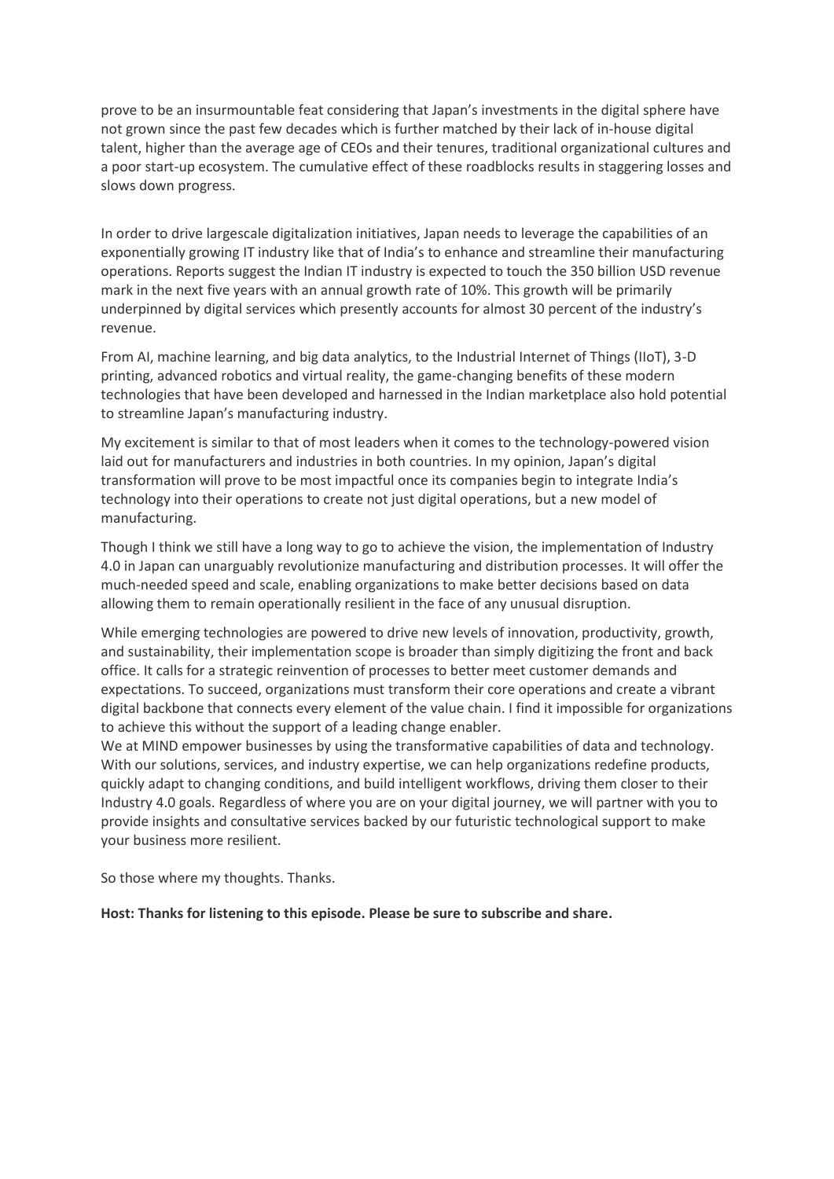prove to be an insurmountable feat considering that Japan's investments in the digital sphere have not grown since the past few decades which is further matched by their lack of in-house digital talent, higher than the average age of CEOs and their tenures, traditional organizational cultures and a poor start-up ecosystem. The cumulative effect of these roadblocks results in staggering losses and slows down progress.

In order to drive largescale digitalization initiatives, Japan needs to leverage the capabilities of an exponentially growing IT industry like that of India's to enhance and streamline their manufacturing operations. Reports suggest the Indian IT industry is expected to touch the 350 billion USD revenue mark in the next five years with an annual growth rate of 10%. This growth will be primarily underpinned by digital services which presently accounts for almost 30 percent of the industry's revenue.

From AI, machine learning, and big data analytics, to the Industrial Internet of Things (IIoT), 3-D printing, advanced robotics and virtual reality, the game-changing benefits of these modern technologies that have been developed and harnessed in the Indian marketplace also hold potential to streamline Japan's manufacturing industry.

My excitement is similar to that of most leaders when it comes to the technology-powered vision laid out for manufacturers and industries in both countries. In my opinion, Japan's digital transformation will prove to be most impactful once its companies begin to integrate India's technology into their operations to create not just digital operations, but a new model of manufacturing.

Though I think we still have a long way to go to achieve the vision, the implementation of Industry 4.0 in Japan can unarguably revolutionize manufacturing and distribution processes. It will offer the much-needed speed and scale, enabling organizations to make better decisions based on data allowing them to remain operationally resilient in the face of any unusual disruption.

While emerging technologies are powered to drive new levels of innovation, productivity, growth, and sustainability, their implementation scope is broader than simply digitizing the front and back office. It calls for a strategic reinvention of processes to better meet customer demands and expectations. To succeed, organizations must transform their core operations and create a vibrant digital backbone that connects every element of the value chain. I find it impossible for organizations to achieve this without the support of a leading change enabler.

We at MIND empower businesses by using the transformative capabilities of data and technology. With our solutions, services, and industry expertise, we can help organizations redefine products, quickly adapt to changing conditions, and build intelligent workflows, driving them closer to their Industry 4.0 goals. Regardless of where you are on your digital journey, we will partner with you to provide insights and consultative services backed by our futuristic technological support to make your business more resilient.

So those where my thoughts. Thanks.

**Host: Thanks for listening to this episode. Please be sure to subscribe and share.**